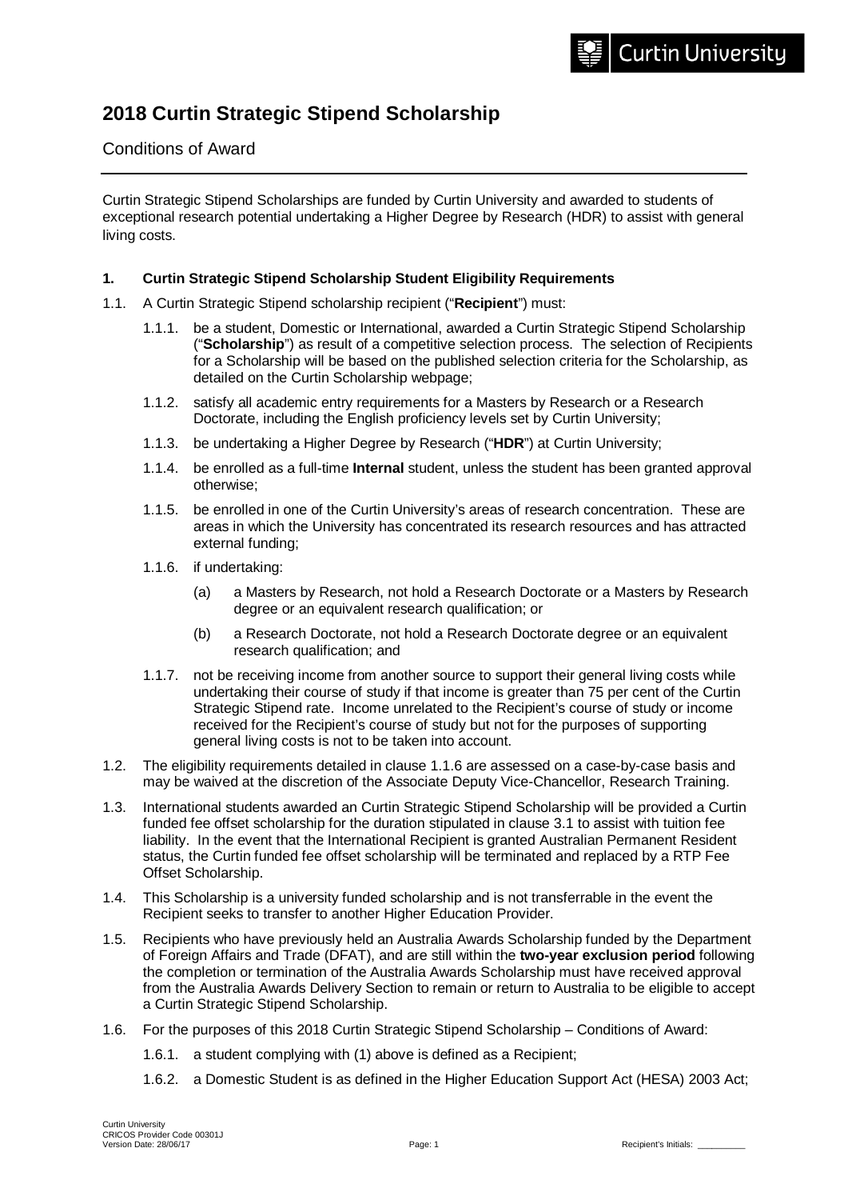# 2018 Curtin Strategic Stipend Scholarship

Conditions of Award

Curtin Strategic Stipend Scholarships are funded by Curtin University and awarded to students of exceptional research potential undertaking a Higher Degree by Research (HDR) to assist with general living costs.

### 1. Curtin Strategic Stipend Scholarship Student Eligibility Requirements

1.1. A Curtin Strategic Stipend scholarship recipient ("**Recipient**") must:

1.1.1. be a student, Domestic or International, awarded a Curtin Strategic Stipend Scholarship ("**Scholarship**") as result of a competitive selection process. The selection of Recipients for a Scholarship will be based on the published selection criteria for the Scholarship, as detailed on the Curtin Scholarship webpage;

1.1.2. satisfy all academic entry requirements for a Masters by Research or a Research Doctorate, including the English proficiency levels set by Curtin University;

1.1.3. be undertaking a Higher Degree by Research ("**HDR**") at Curtin University;

1.1.4. be enrolled as a full-time **Internal** student, unless the student has been granted approval otherwise;

1.1.5. be enrolled in one of the Curtin University's areas of research concentration. These are areas in which the University has concentrated its research resources and has attracted external funding;

1.1.6. if undertaking:

(a) a Masters by Research, not hold a Research Doctorate or a Masters by Research degree or an equivalent research qualification; or

(b) a Research Doctorate, not hold a Research Doctorate degree or an equivalent research qualification; and

1.1.7. not be receiving income from another source to support their general living costs while undertaking their course of study if that income is greater than 75 per cent of the Curtin Strategic Stipend rate. Income unrelated to the Recipient's course of study or income received for the Recipient's course of study but not for the purposes of supporting general living costs is not to be taken into account.

1.2. The eligibility requirements detailed in clause 1.1.6 are assessed on a case-by-case basis and may be waived at the discretion of the Associate Deputy Vice-Chancellor, Research Training.

1.3. International students awarded an Curtin Strategic Stipend Scholarship will be provided a Curtin funded fee offset scholarship for the duration stipulated in clause 3.1 to assist with tuition fee liability. In the event that the International Recipient is granted Australian Permanent Resident status, the Curtin funded fee offset scholarship will be terminated and replaced by a RTP Fee Offset Scholarship.

1.4. This Scholarship is a university funded scholarship and is not transferrable in the event the Recipient seeks to transfer to another Higher Education Provider.

1.5. Recipients who have previously held an Australia Awards Scholarship funded by the Department of Foreign Affairs and Trade (DFAT), and are still within the **two-year exclusion period** following the completion or termination of the Australia Awards Scholarship must have received approval from the Australia Awards Delivery Section to remain or return to Australia to be eligible to accept a Curtin Strategic Stipend Scholarship.

1.6. For the purposes of this 2018 Curtin Strategic Stipend Scholarship – Conditions of Award:

1.6.1. a student complying with (1) above is defined as a Recipient;

1.6.2. a Domestic Student is as defined in the Higher Education Support Act (HESA) 2003 Act;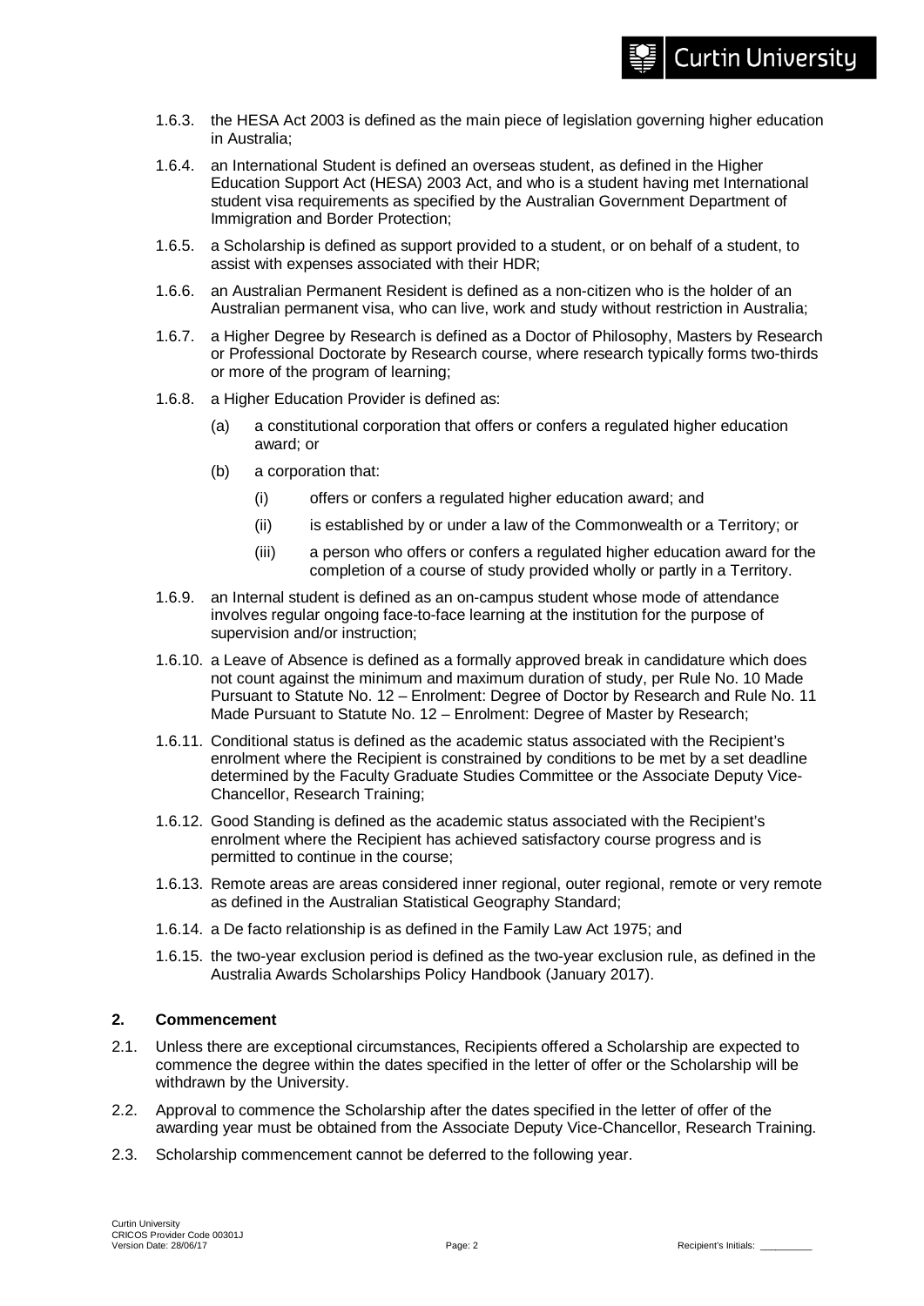1.6.3. the HESA Act 2003 is defined as the main piece of legislation governing higher education in Australia;

1.6.4. an International Student is defined an overseas student, as defined in the Higher Education Support Act (HESA) 2003 Act, and who is a student having met International student visa requirements as specified by the Australian Government Department of Immigration and Border Protection;

1.6.5. a Scholarship is defined as support provided to a student, or on behalf of a student, to assist with expenses associated with their HDR;

1.6.6. an Australian Permanent Resident is defined as a non-citizen who is the holder of an Australian permanent visa, who can live, work and study without restriction in Australia;

1.6.7. a Higher Degree by Research is defined as a Doctor of Philosophy, Masters by Research or Professional Doctorate by Research course, where research typically forms two-thirds or more of the program of learning;

1.6.8. a Higher Education Provider is defined as:

(a) a constitutional corporation that offers or confers a regulated higher education award; or

(b) a corporation that:

(i) offers or confers a regulated higher education award; and

(ii) is established by or under a law of the Commonwealth or a Territory; or

(iii) a person who offers or confers a regulated higher education award for the completion of a course of study provided wholly or partly in a Territory.

1.6.9. an Internal student is defined as an on-campus student whose mode of attendance involves regular ongoing face-to-face learning at the institution for the purpose of supervision and/or instruction;

1.6.10. a Leave of Absence is defined as a formally approved break in candidature which does not count against the minimum and maximum duration of study, per Rule No. 10 Made Pursuant to Statute No. 12 – Enrolment: Degree of Doctor by Research and Rule No. 11 Made Pursuant to Statute No. 12 – Enrolment: Degree of Master by Research;

1.6.11. Conditional status is defined as the academic status associated with the Recipient's enrolment where the Recipient is constrained by conditions to be met by a set deadline determined by the Faculty Graduate Studies Committee or the Associate Deputy Vice-Chancellor, Research Training;

1.6.12. Good Standing is defined as the academic status associated with the Recipient's enrolment where the Recipient has achieved satisfactory course progress and is permitted to continue in the course;

1.6.13. Remote areas are areas considered inner regional, outer regional, remote or very remote as defined in the Australian Statistical Geography Standard;

1.6.14. a De facto relationship is as defined in the Family Law Act 1975; and

1.6.15. the two-year exclusion period is defined as the two-year exclusion rule, as defined in the Australia Awards Scholarships Policy Handbook (January 2017).

## 2. Commencement

2.1. Unless there are exceptional circumstances, Recipients offered a Scholarship are expected to commence the degree within the dates specified in the letter of offer or the Scholarship will be withdrawn by the University.

2.2. Approval to commence the Scholarship after the dates specified in the letter of offer of the awarding year must be obtained from the Associate Deputy Vice-Chancellor, Research Training.

2.3. Scholarship commencement cannot be deferred to the following year.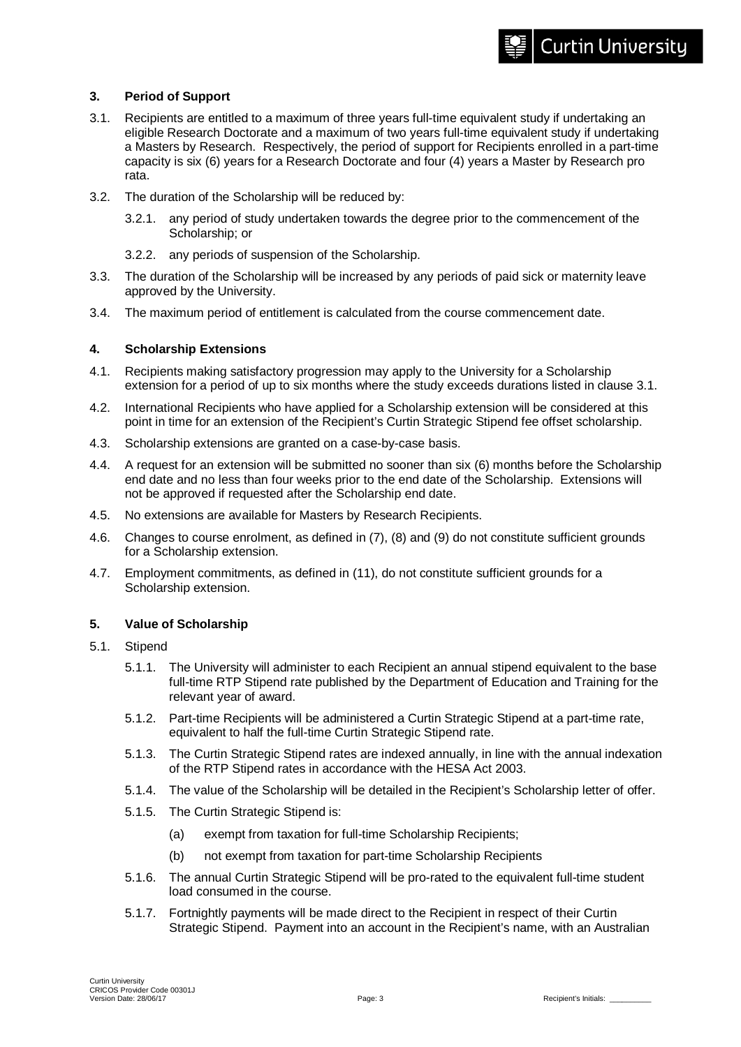### 3. Period of Support

3.1. Recipients are entitled to a maximum of three years full-time equivalent study if undertaking an eligible Research Doctorate and a maximum of two years full-time equivalent study if undertaking a Masters by Research. Respectively, the period of support for Recipients enrolled in a part-time capacity is six (6) years for a Research Doctorate and four (4) years a Master by Research pro rata.

3.2. The duration of the Scholarship will be reduced by:

- 3.2.1. any period of study undertaken towards the degree prior to the commencement of the Scholarship; or
- 3.2.2. any periods of suspension of the Scholarship.

3.3. The duration of the Scholarship will be increased by any periods of paid sick or maternity leave approved by the University.

3.4. The maximum period of entitlement is calculated from the course commencement date.

### 4. Scholarship Extensions

4.1. Recipients making satisfactory progression may apply to the University for a Scholarship extension for a period of up to six months where the study exceeds durations listed in clause 3.1.

4.2. International Recipients who have applied for a Scholarship extension will be considered at this point in time for an extension of the Recipient's Curtin Strategic Stipend fee offset scholarship.

4.3. Scholarship extensions are granted on a case-by-case basis.

4.4. A request for an extension will be submitted no sooner than six (6) months before the Scholarship end date and no less than four weeks prior to the end date of the Scholarship. Extensions will not be approved if requested after the Scholarship end date.

4.5. No extensions are available for Masters by Research Recipients.

4.6. Changes to course enrolment, as defined in (7), (8) and (9) do not constitute sufficient grounds for a Scholarship extension.

4.7. Employment commitments, as defined in (11), do not constitute sufficient grounds for a Scholarship extension.

### 5. Value of Scholarship

5.1. Stipend

- 5.1.1. The University will administer to each Recipient an annual stipend equivalent to the base full-time RTP Stipend rate published by the Department of Education and Training for the relevant year of award.
- 5.1.2. Part-time Recipients will be administered a Curtin Strategic Stipend at a part-time rate, equivalent to half the full-time Curtin Strategic Stipend rate.
- 5.1.3. The Curtin Strategic Stipend rates are indexed annually, in line with the annual indexation of the RTP Stipend rates in accordance with the HESA Act 2003.
- 5.1.4. The value of the Scholarship will be detailed in the Recipient's Scholarship letter of offer.
- 5.1.5. The Curtin Strategic Stipend is:
  - (a) exempt from taxation for full-time Scholarship Recipients;
  - (b) not exempt from taxation for part-time Scholarship Recipients
- 5.1.6. The annual Curtin Strategic Stipend will be pro-rated to the equivalent full-time student load consumed in the course.
- 5.1.7. Fortnightly payments will be made direct to the Recipient in respect of their Curtin Strategic Stipend. Payment into an account in the Recipient's name, with an Australian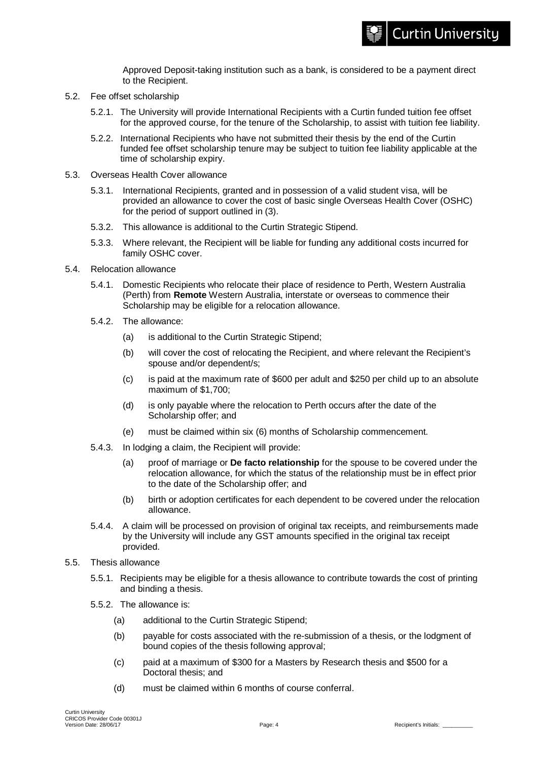Approved Deposit-taking institution such as a bank, is considered to be a payment direct to the Recipient.

5.2. Fee offset scholarship

5.2.1. The University will provide International Recipients with a Curtin funded tuition fee offset for the approved course, for the tenure of the Scholarship, to assist with tuition fee liability.

5.2.2. International Recipients who have not submitted their thesis by the end of the Curtin funded fee offset scholarship tenure may be subject to tuition fee liability applicable at the time of scholarship expiry.

5.3. Overseas Health Cover allowance

5.3.1. International Recipients, granted and in possession of a valid student visa, will be provided an allowance to cover the cost of basic single Overseas Health Cover (OSHC) for the period of support outlined in (3).

5.3.2. This allowance is additional to the Curtin Strategic Stipend.

5.3.3. Where relevant, the Recipient will be liable for funding any additional costs incurred for family OSHC cover.

5.4. Relocation allowance

5.4.1. Domestic Recipients who relocate their place of residence to Perth, Western Australia (Perth) from **Remote** Western Australia, interstate or overseas to commence their Scholarship may be eligible for a relocation allowance.

5.4.2. The allowance:

(a) is additional to the Curtin Strategic Stipend;

(b) will cover the cost of relocating the Recipient, and where relevant the Recipient's spouse and/or dependent/s;

(c) is paid at the maximum rate of $600 per adult and $250 per child up to an absolute maximum of $1,700;

(d) is only payable where the relocation to Perth occurs after the date of the Scholarship offer; and

(e) must be claimed within six (6) months of Scholarship commencement.

5.4.3. In lodging a claim, the Recipient will provide:

(a) proof of marriage or **De facto relationship** for the spouse to be covered under the relocation allowance, for which the status of the relationship must be in effect prior to the date of the Scholarship offer; and

(b) birth or adoption certificates for each dependent to be covered under the relocation allowance.

5.4.4. A claim will be processed on provision of original tax receipts, and reimbursements made by the University will include any GST amounts specified in the original tax receipt provided.

5.5. Thesis allowance

5.5.1. Recipients may be eligible for a thesis allowance to contribute towards the cost of printing and binding a thesis.

5.5.2. The allowance is:

(a) additional to the Curtin Strategic Stipend;

(b) payable for costs associated with the re-submission of a thesis, or the lodgment of bound copies of the thesis following approval;

(c) paid at a maximum of $300 for a Masters by Research thesis and $500 for a Doctoral thesis; and

(d) must be claimed within 6 months of course conferral.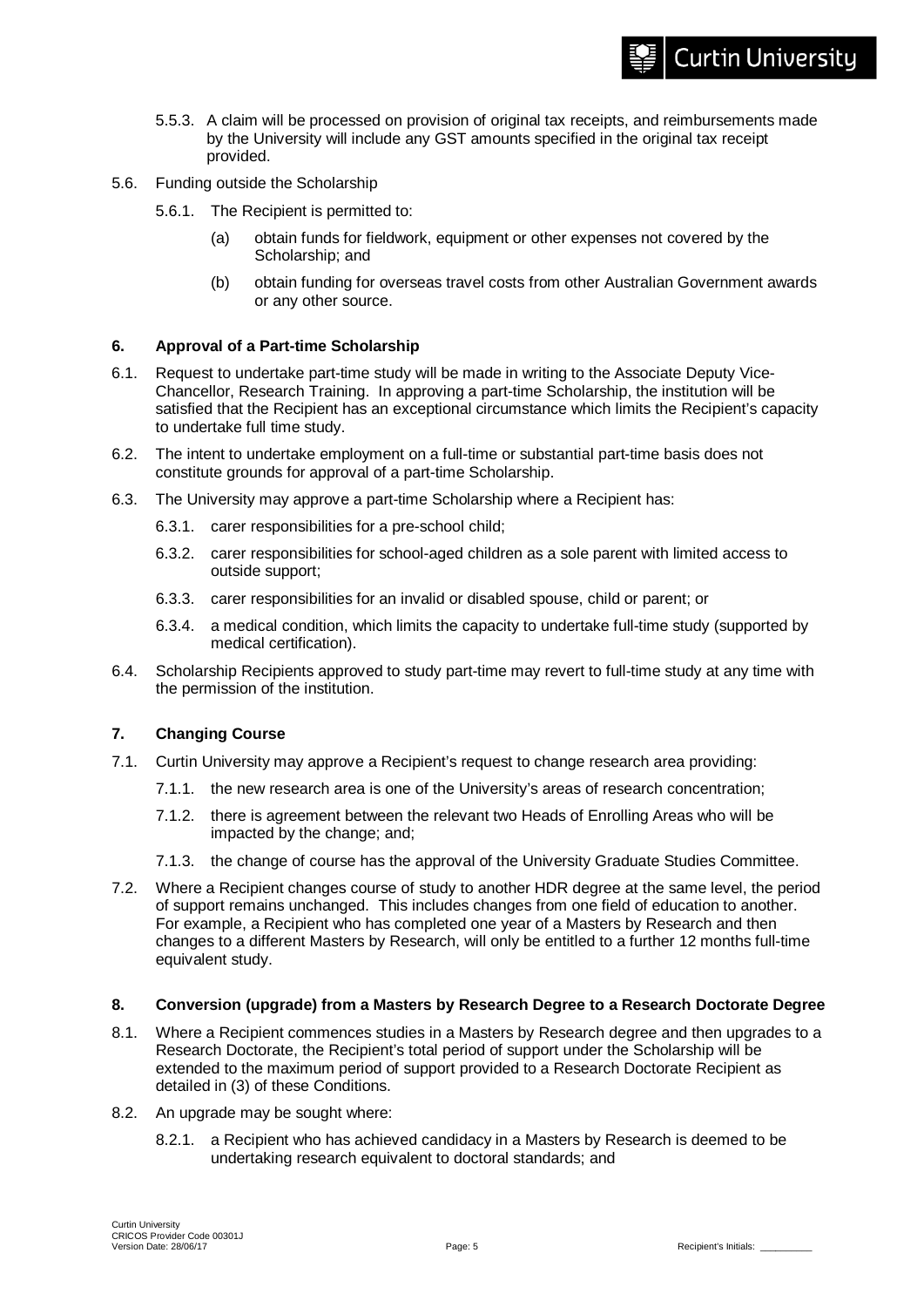5.5.3. A claim will be processed on provision of original tax receipts, and reimbursements made by the University will include any GST amounts specified in the original tax receipt provided.

5.6. Funding outside the Scholarship

5.6.1. The Recipient is permitted to:

(a) obtain funds for fieldwork, equipment or other expenses not covered by the Scholarship; and

(b) obtain funding for overseas travel costs from other Australian Government awards or any other source.

**6. Approval of a Part-time Scholarship**

6.1. Request to undertake part-time study will be made in writing to the Associate Deputy Vice-Chancellor, Research Training. In approving a part-time Scholarship, the institution will be satisfied that the Recipient has an exceptional circumstance which limits the Recipient's capacity to undertake full time study.

6.2. The intent to undertake employment on a full-time or substantial part-time basis does not constitute grounds for approval of a part-time Scholarship.

6.3. The University may approve a part-time Scholarship where a Recipient has:

6.3.1. carer responsibilities for a pre-school child;

6.3.2. carer responsibilities for school-aged children as a sole parent with limited access to outside support;

6.3.3. carer responsibilities for an invalid or disabled spouse, child or parent; or

6.3.4. a medical condition, which limits the capacity to undertake full-time study (supported by medical certification).

6.4. Scholarship Recipients approved to study part-time may revert to full-time study at any time with the permission of the institution.

**7. Changing Course**

7.1. Curtin University may approve a Recipient's request to change research area providing:

7.1.1. the new research area is one of the University's areas of research concentration;

7.1.2. there is agreement between the relevant two Heads of Enrolling Areas who will be impacted by the change; and;

7.1.3. the change of course has the approval of the University Graduate Studies Committee.

7.2. Where a Recipient changes course of study to another HDR degree at the same level, the period of support remains unchanged. This includes changes from one field of education to another. For example, a Recipient who has completed one year of a Masters by Research and then changes to a different Masters by Research, will only be entitled to a further 12 months full-time equivalent study.

**8. Conversion (upgrade) from a Masters by Research Degree to a Research Doctorate Degree**

8.1. Where a Recipient commences studies in a Masters by Research degree and then upgrades to a Research Doctorate, the Recipient's total period of support under the Scholarship will be extended to the maximum period of support provided to a Research Doctorate Recipient as detailed in (3) of these Conditions.

8.2. An upgrade may be sought where:

8.2.1. a Recipient who has achieved candidacy in a Masters by Research is deemed to be undertaking research equivalent to doctoral standards; and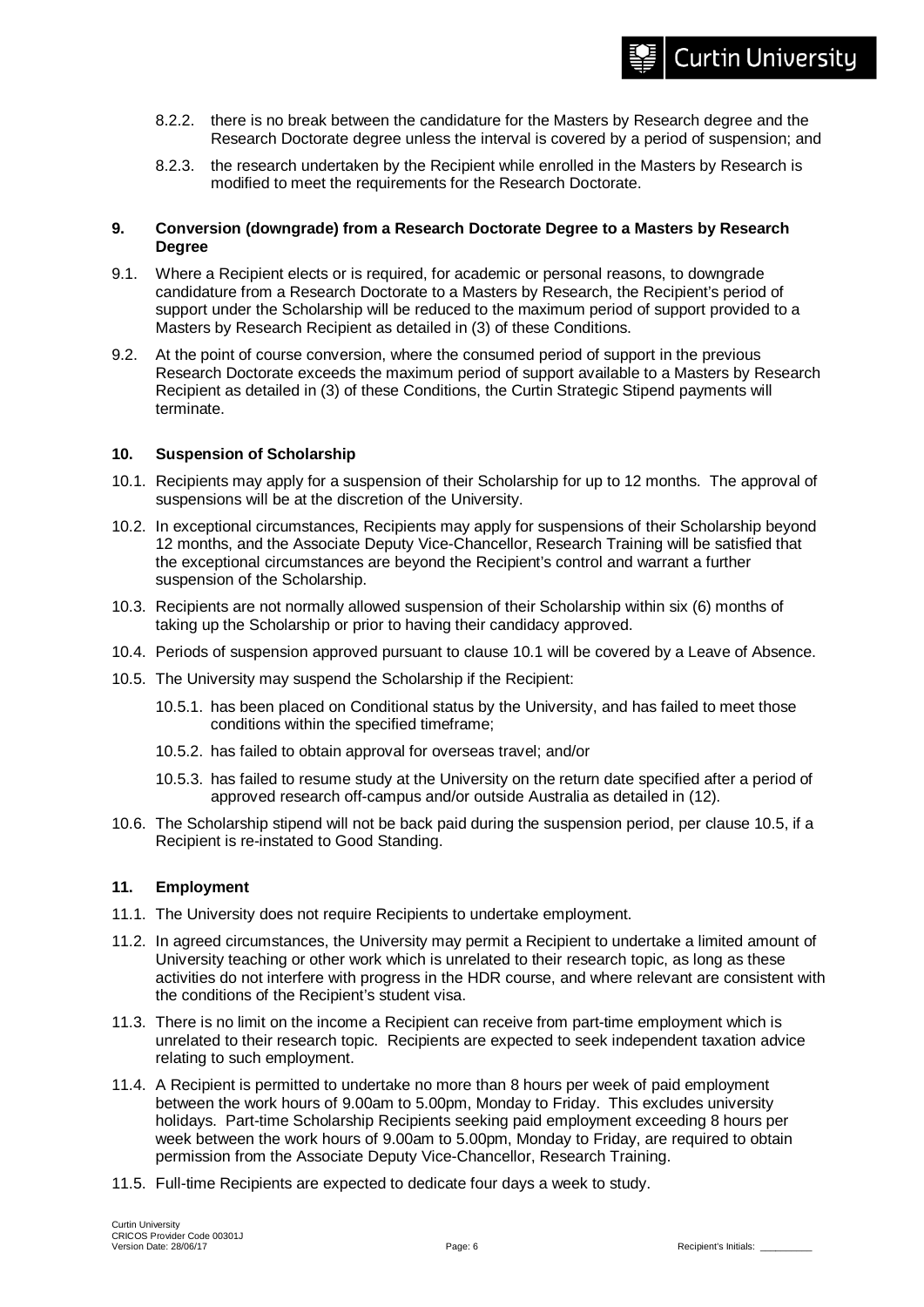8.2.2. there is no break between the candidature for the Masters by Research degree and the Research Doctorate degree unless the interval is covered by a period of suspension; and

8.2.3. the research undertaken by the Recipient while enrolled in the Masters by Research is modified to meet the requirements for the Research Doctorate.

## 9. Conversion (downgrade) from a Research Doctorate Degree to a Masters by Research Degree

9.1. Where a Recipient elects or is required, for academic or personal reasons, to downgrade candidature from a Research Doctorate to a Masters by Research, the Recipient's period of support under the Scholarship will be reduced to the maximum period of support provided to a Masters by Research Recipient as detailed in (3) of these Conditions.

9.2. At the point of course conversion, where the consumed period of support in the previous Research Doctorate exceeds the maximum period of support available to a Masters by Research Recipient as detailed in (3) of these Conditions, the Curtin Strategic Stipend payments will terminate.

## 10. Suspension of Scholarship

10.1. Recipients may apply for a suspension of their Scholarship for up to 12 months. The approval of suspensions will be at the discretion of the University.

10.2. In exceptional circumstances, Recipients may apply for suspensions of their Scholarship beyond 12 months, and the Associate Deputy Vice-Chancellor, Research Training will be satisfied that the exceptional circumstances are beyond the Recipient's control and warrant a further suspension of the Scholarship.

10.3. Recipients are not normally allowed suspension of their Scholarship within six (6) months of taking up the Scholarship or prior to having their candidacy approved.

10.4. Periods of suspension approved pursuant to clause 10.1 will be covered by a Leave of Absence.

10.5. The University may suspend the Scholarship if the Recipient:

10.5.1. has been placed on Conditional status by the University, and has failed to meet those conditions within the specified timeframe;

10.5.2. has failed to obtain approval for overseas travel; and/or

10.5.3. has failed to resume study at the University on the return date specified after a period of approved research off-campus and/or outside Australia as detailed in (12).

10.6. The Scholarship stipend will not be back paid during the suspension period, per clause 10.5, if a Recipient is re-instated to Good Standing.

## 11. Employment

11.1. The University does not require Recipients to undertake employment.

11.2. In agreed circumstances, the University may permit a Recipient to undertake a limited amount of University teaching or other work which is unrelated to their research topic, as long as these activities do not interfere with progress in the HDR course, and where relevant are consistent with the conditions of the Recipient's student visa.

11.3. There is no limit on the income a Recipient can receive from part-time employment which is unrelated to their research topic. Recipients are expected to seek independent taxation advice relating to such employment.

11.4. A Recipient is permitted to undertake no more than 8 hours per week of paid employment between the work hours of 9.00am to 5.00pm, Monday to Friday. This excludes university holidays. Part-time Scholarship Recipients seeking paid employment exceeding 8 hours per week between the work hours of 9.00am to 5.00pm, Monday to Friday, are required to obtain permission from the Associate Deputy Vice-Chancellor, Research Training.

11.5. Full-time Recipients are expected to dedicate four days a week to study.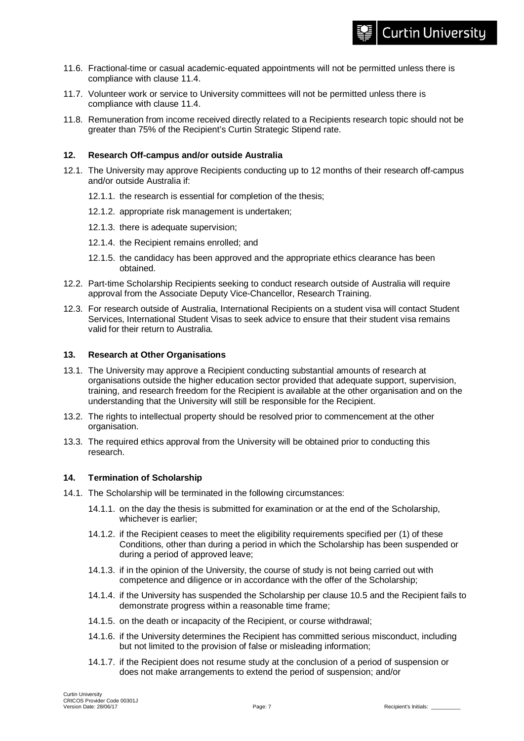11.6. Fractional-time or casual academic-equated appointments will not be permitted unless there is compliance with clause 11.4.

11.7. Volunteer work or service to University committees will not be permitted unless there is compliance with clause 11.4.

11.8. Remuneration from income received directly related to a Recipients research topic should not be greater than 75% of the Recipient's Curtin Strategic Stipend rate.

### 12. Research Off-campus and/or outside Australia

12.1. The University may approve Recipients conducting up to 12 months of their research off-campus and/or outside Australia if:

- 12.1.1. the research is essential for completion of the thesis;
- 12.1.2. appropriate risk management is undertaken;
- 12.1.3. there is adequate supervision;
- 12.1.4. the Recipient remains enrolled; and
- 12.1.5. the candidacy has been approved and the appropriate ethics clearance has been obtained.

12.2. Part-time Scholarship Recipients seeking to conduct research outside of Australia will require approval from the Associate Deputy Vice-Chancellor, Research Training.

12.3. For research outside of Australia, International Recipients on a student visa will contact Student Services, International Student Visas to seek advice to ensure that their student visa remains valid for their return to Australia.

### 13. Research at Other Organisations

13.1. The University may approve a Recipient conducting substantial amounts of research at organisations outside the higher education sector provided that adequate support, supervision, training, and research freedom for the Recipient is available at the other organisation and on the understanding that the University will still be responsible for the Recipient.

13.2. The rights to intellectual property should be resolved prior to commencement at the other organisation.

13.3. The required ethics approval from the University will be obtained prior to conducting this research.

### 14. Termination of Scholarship

14.1. The Scholarship will be terminated in the following circumstances:

- 14.1.1. on the day the thesis is submitted for examination or at the end of the Scholarship, whichever is earlier;
- 14.1.2. if the Recipient ceases to meet the eligibility requirements specified per (1) of these Conditions, other than during a period in which the Scholarship has been suspended or during a period of approved leave;
- 14.1.3. if in the opinion of the University, the course of study is not being carried out with competence and diligence or in accordance with the offer of the Scholarship;
- 14.1.4. if the University has suspended the Scholarship per clause 10.5 and the Recipient fails to demonstrate progress within a reasonable time frame;
- 14.1.5. on the death or incapacity of the Recipient, or course withdrawal;
- 14.1.6. if the University determines the Recipient has committed serious misconduct, including but not limited to the provision of false or misleading information;
- 14.1.7. if the Recipient does not resume study at the conclusion of a period of suspension or does not make arrangements to extend the period of suspension; and/or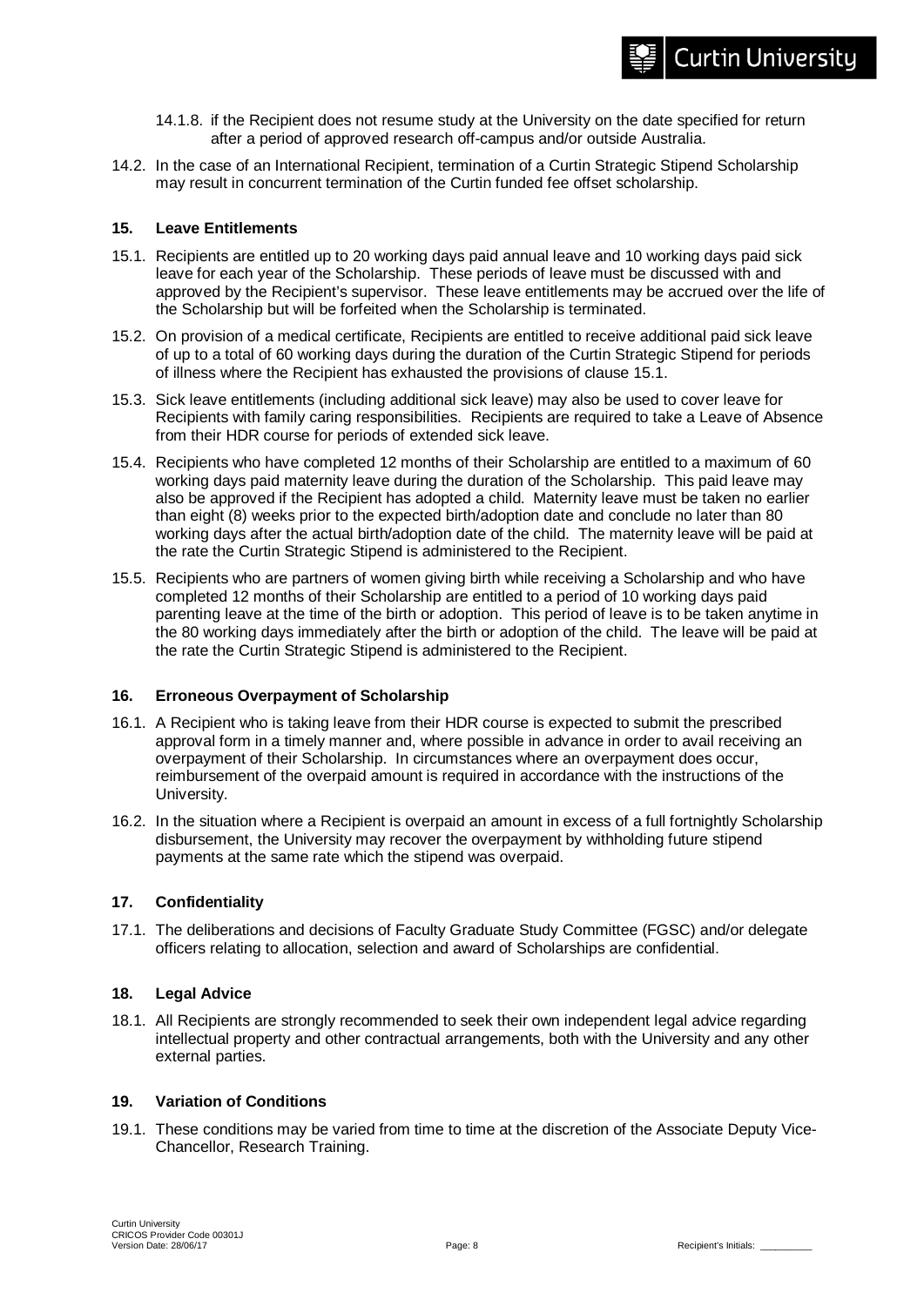14.1.8. if the Recipient does not resume study at the University on the date specified for return after a period of approved research off-campus and/or outside Australia.

14.2. In the case of an International Recipient, termination of a Curtin Strategic Stipend Scholarship may result in concurrent termination of the Curtin funded fee offset scholarship.

### 15. Leave Entitlements

15.1. Recipients are entitled up to 20 working days paid annual leave and 10 working days paid sick leave for each year of the Scholarship. These periods of leave must be discussed with and approved by the Recipient's supervisor. These leave entitlements may be accrued over the life of the Scholarship but will be forfeited when the Scholarship is terminated.

15.2. On provision of a medical certificate, Recipients are entitled to receive additional paid sick leave of up to a total of 60 working days during the duration of the Curtin Strategic Stipend for periods of illness where the Recipient has exhausted the provisions of clause 15.1.

15.3. Sick leave entitlements (including additional sick leave) may also be used to cover leave for Recipients with family caring responsibilities. Recipients are required to take a Leave of Absence from their HDR course for periods of extended sick leave.

15.4. Recipients who have completed 12 months of their Scholarship are entitled to a maximum of 60 working days paid maternity leave during the duration of the Scholarship. This paid leave may also be approved if the Recipient has adopted a child. Maternity leave must be taken no earlier than eight (8) weeks prior to the expected birth/adoption date and conclude no later than 80 working days after the actual birth/adoption date of the child. The maternity leave will be paid at the rate the Curtin Strategic Stipend is administered to the Recipient.

15.5. Recipients who are partners of women giving birth while receiving a Scholarship and who have completed 12 months of their Scholarship are entitled to a period of 10 working days paid parenting leave at the time of the birth or adoption. This period of leave is to be taken anytime in the 80 working days immediately after the birth or adoption of the child. The leave will be paid at the rate the Curtin Strategic Stipend is administered to the Recipient.

### 16. Erroneous Overpayment of Scholarship

16.1. A Recipient who is taking leave from their HDR course is expected to submit the prescribed approval form in a timely manner and, where possible in advance in order to avail receiving an overpayment of their Scholarship. In circumstances where an overpayment does occur, reimbursement of the overpaid amount is required in accordance with the instructions of the University.

16.2. In the situation where a Recipient is overpaid an amount in excess of a full fortnightly Scholarship disbursement, the University may recover the overpayment by withholding future stipend payments at the same rate which the stipend was overpaid.

### 17. Confidentiality

17.1. The deliberations and decisions of Faculty Graduate Study Committee (FGSC) and/or delegate officers relating to allocation, selection and award of Scholarships are confidential.

### 18. Legal Advice

18.1. All Recipients are strongly recommended to seek their own independent legal advice regarding intellectual property and other contractual arrangements, both with the University and any other external parties.

### 19. Variation of Conditions

19.1. These conditions may be varied from time to time at the discretion of the Associate Deputy Vice-Chancellor, Research Training.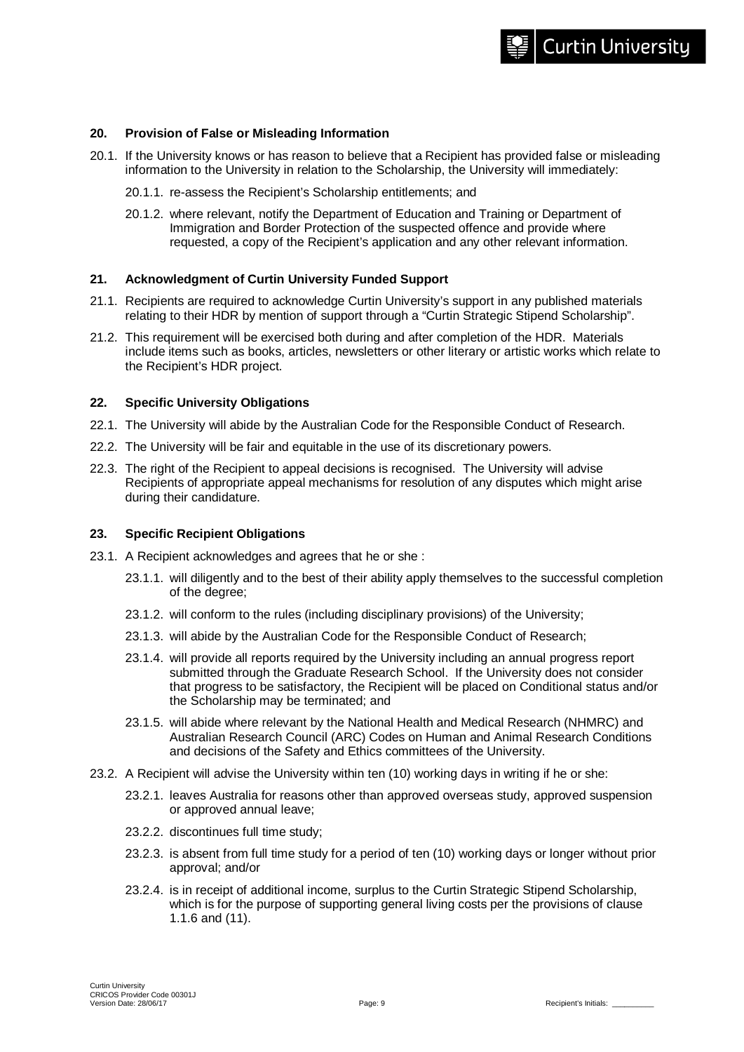## 20. Provision of False or Misleading Information

20.1. If the University knows or has reason to believe that a Recipient has provided false or misleading information to the University in relation to the Scholarship, the University will immediately:

20.1.1. re-assess the Recipient's Scholarship entitlements; and

20.1.2. where relevant, notify the Department of Education and Training or Department of Immigration and Border Protection of the suspected offence and provide where requested, a copy of the Recipient's application and any other relevant information.

## 21. Acknowledgment of Curtin University Funded Support

21.1. Recipients are required to acknowledge Curtin University's support in any published materials relating to their HDR by mention of support through a "Curtin Strategic Stipend Scholarship".

21.2. This requirement will be exercised both during and after completion of the HDR. Materials include items such as books, articles, newsletters or other literary or artistic works which relate to the Recipient's HDR project.

## 22. Specific University Obligations

22.1. The University will abide by the Australian Code for the Responsible Conduct of Research.

22.2. The University will be fair and equitable in the use of its discretionary powers.

22.3. The right of the Recipient to appeal decisions is recognised. The University will advise Recipients of appropriate appeal mechanisms for resolution of any disputes which might arise during their candidature.

## 23. Specific Recipient Obligations

23.1. A Recipient acknowledges and agrees that he or she :

23.1.1. will diligently and to the best of their ability apply themselves to the successful completion of the degree;

23.1.2. will conform to the rules (including disciplinary provisions) of the University;

23.1.3. will abide by the Australian Code for the Responsible Conduct of Research;

23.1.4. will provide all reports required by the University including an annual progress report submitted through the Graduate Research School. If the University does not consider that progress to be satisfactory, the Recipient will be placed on Conditional status and/or the Scholarship may be terminated; and

23.1.5. will abide where relevant by the National Health and Medical Research (NHMRC) and Australian Research Council (ARC) Codes on Human and Animal Research Conditions and decisions of the Safety and Ethics committees of the University.

23.2. A Recipient will advise the University within ten (10) working days in writing if he or she:

23.2.1. leaves Australia for reasons other than approved overseas study, approved suspension or approved annual leave;

23.2.2. discontinues full time study;

23.2.3. is absent from full time study for a period of ten (10) working days or longer without prior approval; and/or

23.2.4. is in receipt of additional income, surplus to the Curtin Strategic Stipend Scholarship, which is for the purpose of supporting general living costs per the provisions of clause 1.1.6 and (11).

Recipient's Initials: _________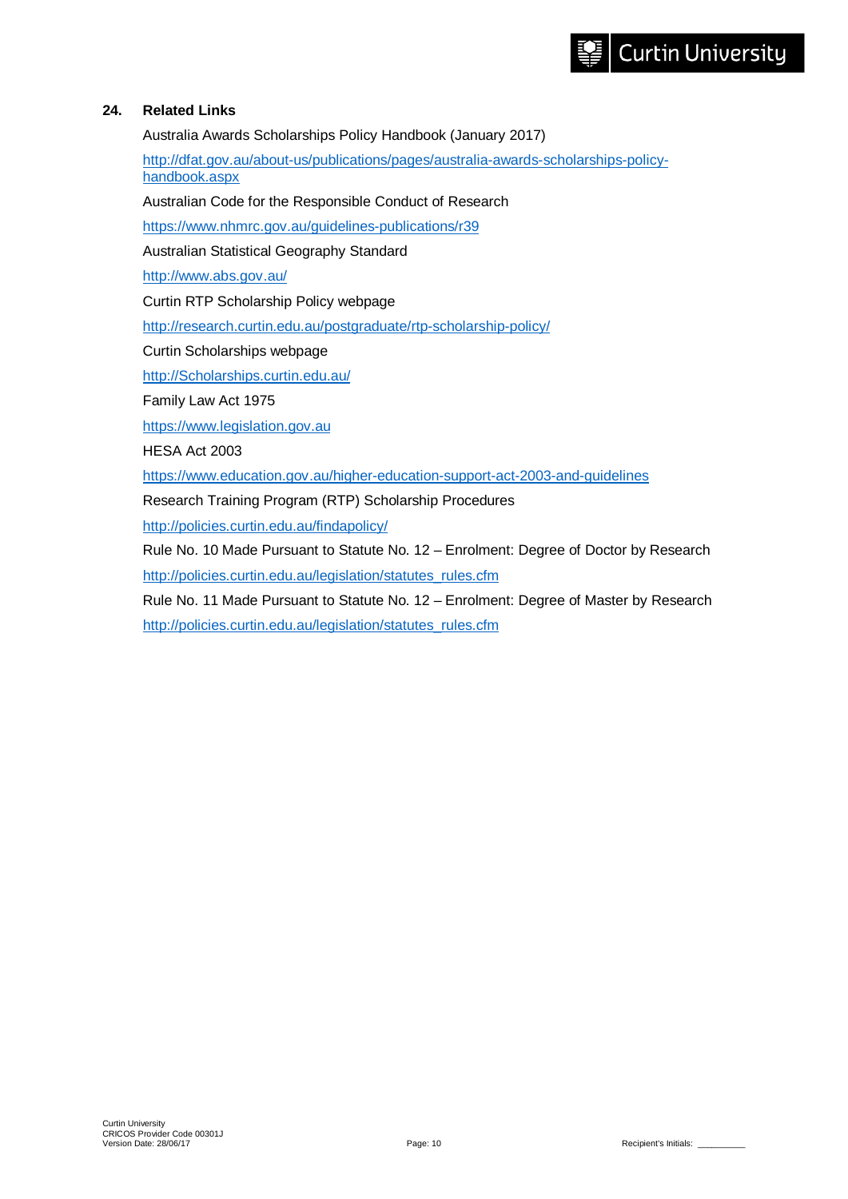## 24. Related Links

Australia Awards Scholarships Policy Handbook (January 2017)

http://dfat.gov.au/about-us/publications/pages/australia-awards-scholarships-policy-handbook.aspx

Australian Code for the Responsible Conduct of Research

https://www.nhmrc.gov.au/guidelines-publications/r39

Australian Statistical Geography Standard

http://www.abs.gov.au/

Curtin RTP Scholarship Policy webpage

http://research.curtin.edu.au/postgraduate/rtp-scholarship-policy/

Curtin Scholarships webpage

http://Scholarships.curtin.edu.au/

Family Law Act 1975

https://www.legislation.gov.au

HESA Act 2003

https://www.education.gov.au/higher-education-support-act-2003-and-guidelines

Research Training Program (RTP) Scholarship Procedures

http://policies.curtin.edu.au/findapolicy/

Rule No. 10 Made Pursuant to Statute No. 12 – Enrolment: Degree of Doctor by Research

http://policies.curtin.edu.au/legislation/statutes_rules.cfm

Rule No. 11 Made Pursuant to Statute No. 12 – Enrolment: Degree of Master by Research

http://policies.curtin.edu.au/legislation/statutes_rules.cfm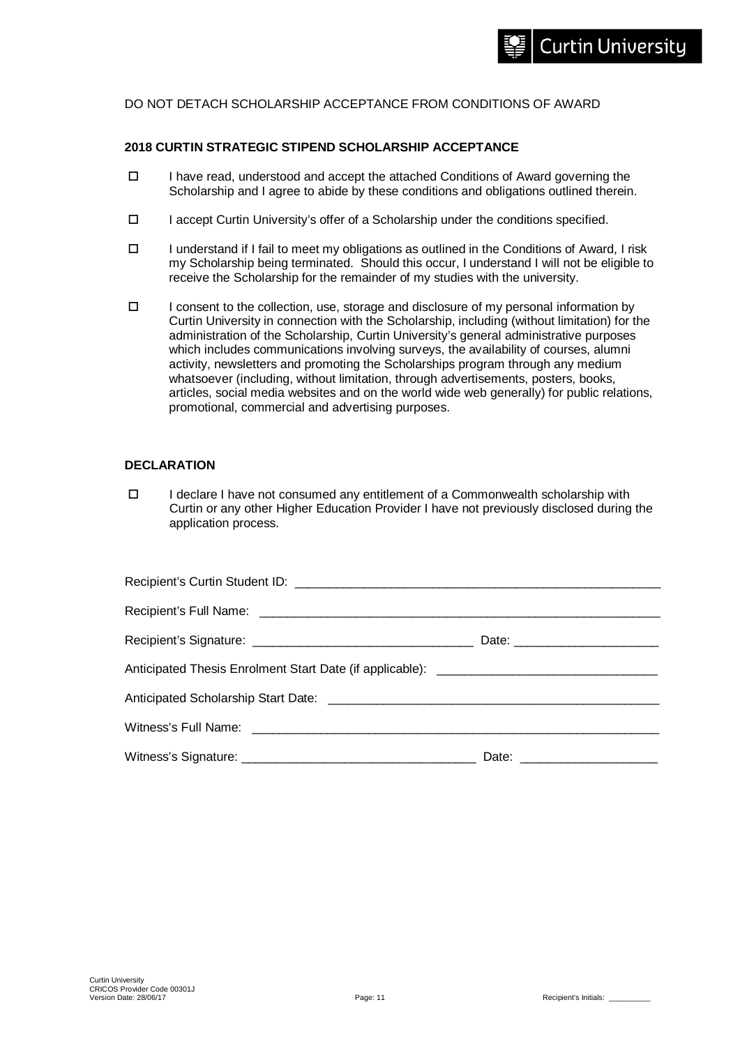DO NOT DETACH SCHOLARSHIP ACCEPTANCE FROM CONDITIONS OF AWARD

**2018 CURTIN STRATEGIC STIPEND SCHOLARSHIP ACCEPTANCE**

- ☐ I have read, understood and accept the attached Conditions of Award governing the Scholarship and I agree to abide by these conditions and obligations outlined therein.
- ☐ I accept Curtin University's offer of a Scholarship under the conditions specified.
- ☐ I understand if I fail to meet my obligations as outlined in the Conditions of Award, I risk my Scholarship being terminated. Should this occur, I understand I will not be eligible to receive the Scholarship for the remainder of my studies with the university.
- ☐ I consent to the collection, use, storage and disclosure of my personal information by Curtin University in connection with the Scholarship, including (without limitation) for the administration of the Scholarship, Curtin University's general administrative purposes which includes communications involving surveys, the availability of courses, alumni activity, newsletters and promoting the Scholarships program through any medium whatsoever (including, without limitation, through advertisements, posters, books, articles, social media websites and on the world wide web generally) for public relations, promotional, commercial and advertising purposes.

**DECLARATION**

- ☐ I declare I have not consumed any entitlement of a Commonwealth scholarship with Curtin or any other Higher Education Provider I have not previously disclosed during the application process.

Recipient's Curtin Student ID: ______________________________

Recipient's Full Name: ______________________________

Recipient's Signature: ______________________________ Date: ____________________

Anticipated Thesis Enrolment Start Date (if applicable): ______________________________

Anticipated Scholarship Start Date: ______________________________

Witness's Full Name: ______________________________

Witness's Signature: ______________________________ Date: ____________________

Curtin University
CRICOS Provider Code 00301J
Version Date: 28/06/17

Recipient's Initials: _________